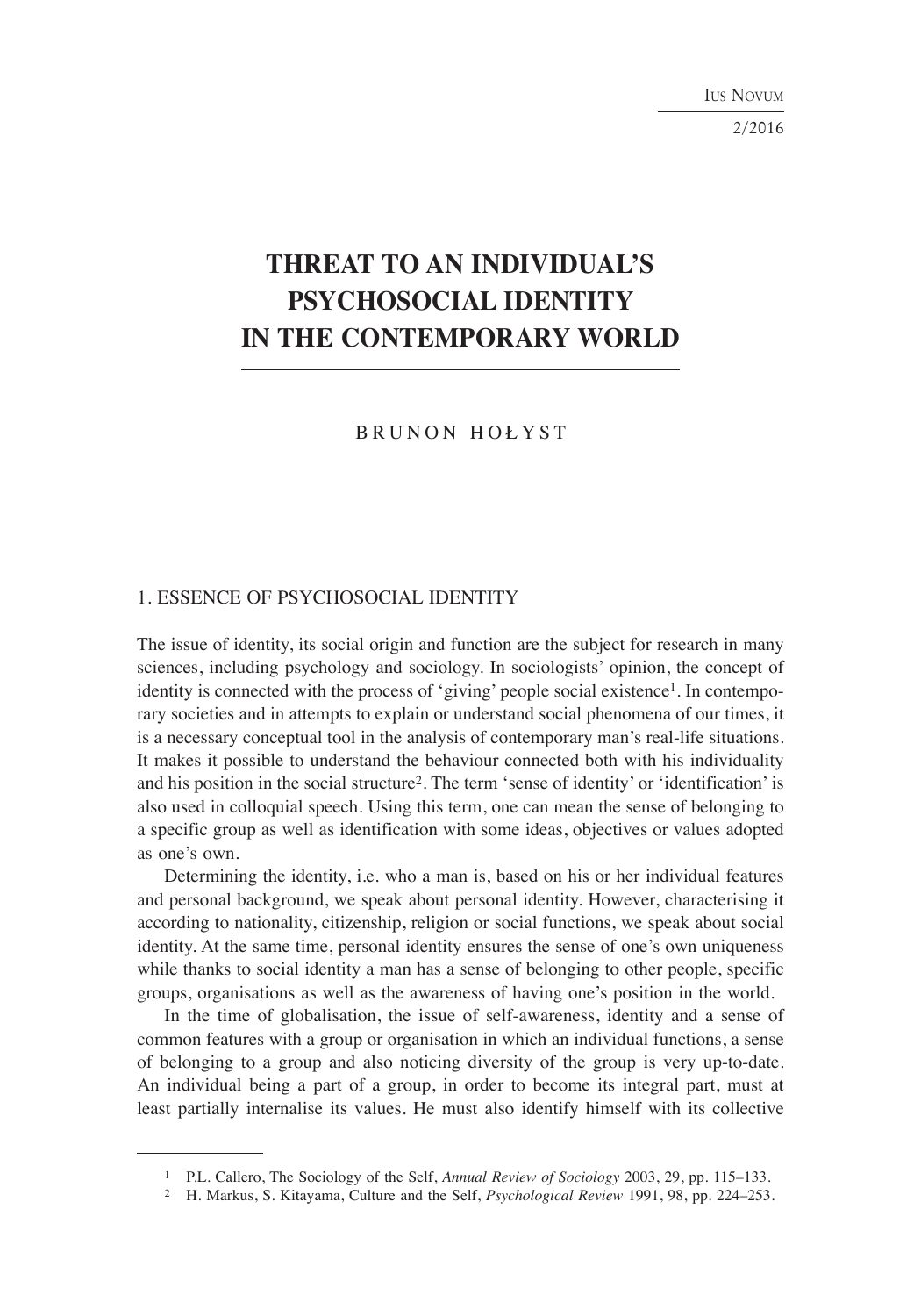# THREAT TO AN INDIVIDUAL'S PSYCHOSOCIAL IDENTITY IN THE CONTEMPORARY WORLD

BRUNON HOŁYST

## 1. ESSENCE OF PSYCHOSOCIAL IDENTITY

The issue of identity, its social origin and function are the subject for research in many sciences, including psychology and sociology. In sociologists' opinion, the concept of identity is connected with the process of 'giving' people social existence[1]. In contemporary societies and in attempts to explain or understand social phenomena of our times, it is a necessary conceptual tool in the analysis of contemporary man's real-life situations. It makes it possible to understand the behaviour connected both with his individuality and his position in the social structure[2]. The term 'sense of identity' or 'identification' is also used in colloquial speech. Using this term, one can mean the sense of belonging to a specific group as well as identification with some ideas, objectives or values adopted as one's own.

Determining the identity, i.e. who a man is, based on his or her individual features and personal background, we speak about personal identity. However, characterising it according to nationality, citizenship, religion or social functions, we speak about social identity. At the same time, personal identity ensures the sense of one's own uniqueness while thanks to social identity a man has a sense of belonging to other people, specific groups, organisations as well as the awareness of having one's position in the world.

In the time of globalisation, the issue of self-awareness, identity and a sense of common features with a group or organisation in which an individual functions, a sense of belonging to a group and also noticing diversity of the group is very up-to-date. An individual being a part of a group, in order to become its integral part, must at least partially internalise its values. He must also identify himself with its collective

---

[1] P.L. Callero, The Sociology of the Self, *Annual Review of Sociology* 2003, 29, pp. 115–133.

[2] H. Markus, S. Kitayama, Culture and the Self, *Psychological Review* 1991, 98, pp. 224–253.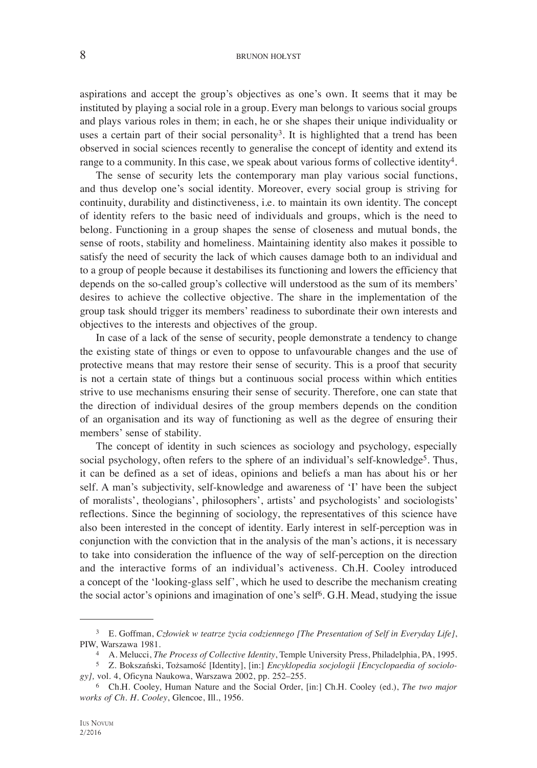aspirations and accept the group's objectives as one's own. It seems that it may be instituted by playing a social role in a group. Every man belongs to various social groups and plays various roles in them; in each, he or she shapes their unique individuality or uses a certain part of their social personality[3]. It is highlighted that a trend has been observed in social sciences recently to generalise the concept of identity and extend its range to a community. In this case, we speak about various forms of collective identity[4].

The sense of security lets the contemporary man play various social functions, and thus develop one's social identity. Moreover, every social group is striving for continuity, durability and distinctiveness, i.e. to maintain its own identity. The concept of identity refers to the basic need of individuals and groups, which is the need to belong. Functioning in a group shapes the sense of closeness and mutual bonds, the sense of roots, stability and homeliness. Maintaining identity also makes it possible to satisfy the need of security the lack of which causes damage both to an individual and to a group of people because it destabilises its functioning and lowers the efficiency that depends on the so-called group's collective will understood as the sum of its members' desires to achieve the collective objective. The share in the implementation of the group task should trigger its members' readiness to subordinate their own interests and objectives to the interests and objectives of the group.

In case of a lack of the sense of security, people demonstrate a tendency to change the existing state of things or even to oppose to unfavourable changes and the use of protective means that may restore their sense of security. This is a proof that security is not a certain state of things but a continuous social process within which entities strive to use mechanisms ensuring their sense of security. Therefore, one can state that the direction of individual desires of the group members depends on the condition of an organisation and its way of functioning as well as the degree of ensuring their members' sense of stability.

The concept of identity in such sciences as sociology and psychology, especially social psychology, often refers to the sphere of an individual's self-knowledge[5]. Thus, it can be defined as a set of ideas, opinions and beliefs a man has about his or her self. A man's subjectivity, self-knowledge and awareness of 'I' have been the subject of moralists', theologians', philosophers', artists' and psychologists' and sociologists' reflections. Since the beginning of sociology, the representatives of this science have also been interested in the concept of identity. Early interest in self-perception was in conjunction with the conviction that in the analysis of the man's actions, it is necessary to take into consideration the influence of the way of self-perception on the direction and the interactive forms of an individual's activeness. Ch.H. Cooley introduced a concept of the 'looking-glass self', which he used to describe the mechanism creating the social actor's opinions and imagination of one's self[6]. G.H. Mead, studying the issue

---

[3] E. Goffman, *Człowiek w teatrze życia codziennego [The Presentation of Self in Everyday Life]*, PIW, Warszawa 1981.

[4] A. Melucci, *The Process of Collective Identity*, Temple University Press, Philadelphia, PA, 1995.

[5] Z. Bokszański, Tożsamość [Identity], [in:] *Encyklopedia socjologii [Encyclopaedia of sociology],* vol. 4, Oficyna Naukowa, Warszawa 2002, pp. 252–255.

[6] Ch.H. Cooley, Human Nature and the Social Order, [in:] Ch.H. Cooley (ed.), *The two major works of Ch. H. Cooley*, Glencoe, Ill., 1956.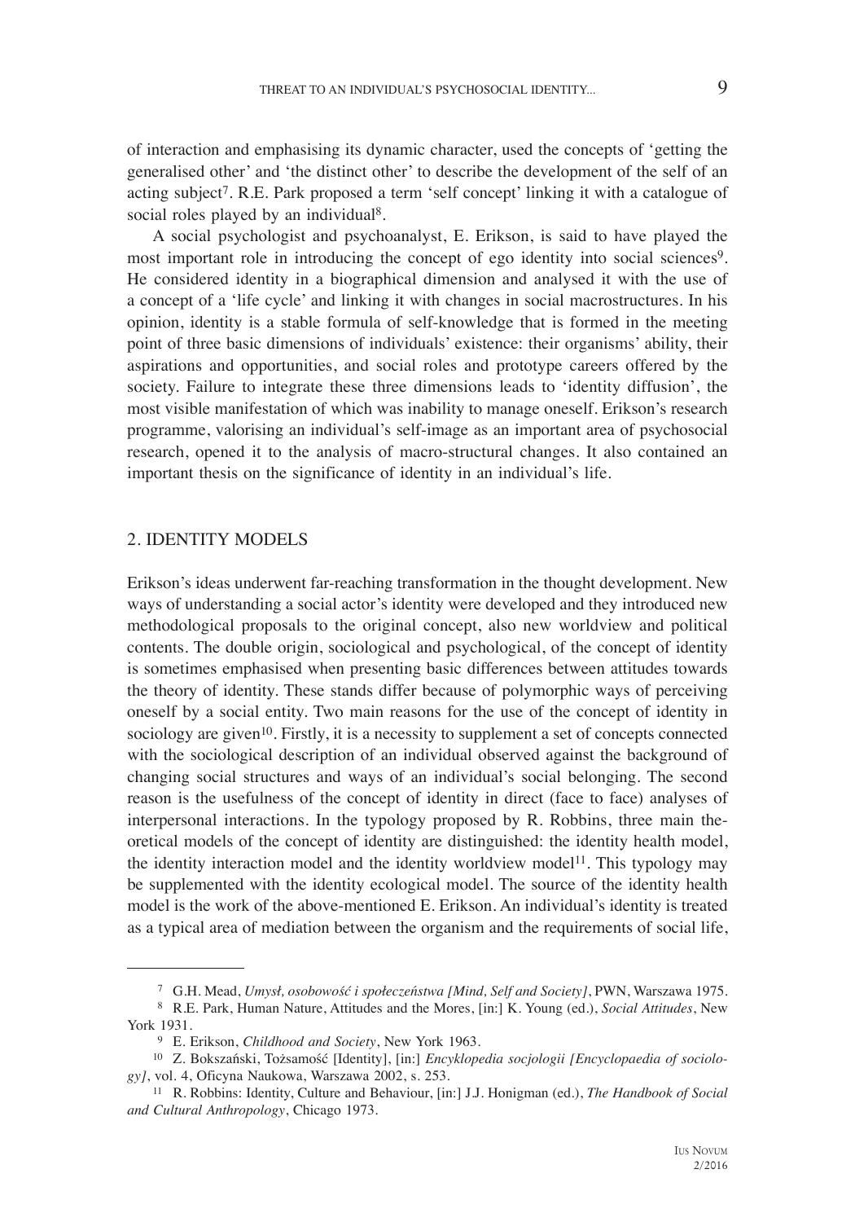of interaction and emphasising its dynamic character, used the concepts of 'getting the generalised other' and 'the distinct other' to describe the development of the self of an acting subject[7]. R.E. Park proposed a term 'self concept' linking it with a catalogue of social roles played by an individual[8].

A social psychologist and psychoanalyst, E. Erikson, is said to have played the most important role in introducing the concept of ego identity into social sciences[9]. He considered identity in a biographical dimension and analysed it with the use of a concept of a 'life cycle' and linking it with changes in social macrostructures. In his opinion, identity is a stable formula of self-knowledge that is formed in the meeting point of three basic dimensions of individuals' existence: their organisms' ability, their aspirations and opportunities, and social roles and prototype careers offered by the society. Failure to integrate these three dimensions leads to 'identity diffusion', the most visible manifestation of which was inability to manage oneself. Erikson's research programme, valorising an individual's self-image as an important area of psychosocial research, opened it to the analysis of macro-structural changes. It also contained an important thesis on the significance of identity in an individual's life.

## 2. IDENTITY MODELS

Erikson's ideas underwent far-reaching transformation in the thought development. New ways of understanding a social actor's identity were developed and they introduced new methodological proposals to the original concept, also new worldview and political contents. The double origin, sociological and psychological, of the concept of identity is sometimes emphasised when presenting basic differences between attitudes towards the theory of identity. These stands differ because of polymorphic ways of perceiving oneself by a social entity. Two main reasons for the use of the concept of identity in sociology are given[10]. Firstly, it is a necessity to supplement a set of concepts connected with the sociological description of an individual observed against the background of changing social structures and ways of an individual's social belonging. The second reason is the usefulness of the concept of identity in direct (face to face) analyses of interpersonal interactions. In the typology proposed by R. Robbins, three main theoretical models of the concept of identity are distinguished: the identity health model, the identity interaction model and the identity worldview model[11]. This typology may be supplemented with the identity ecological model. The source of the identity health model is the work of the above-mentioned E. Erikson. An individual's identity is treated as a typical area of mediation between the organism and the requirements of social life,

---

[7] G.H. Mead, *Umysł, osobowość i społeczeństwa [Mind, Self and Society]*, PWN, Warszawa 1975.

[8] R.E. Park, Human Nature, Attitudes and the Mores, [in:] K. Young (ed.), *Social Attitudes*, New York 1931.

[9] E. Erikson, *Childhood and Society*, New York 1963.

[10] Z. Bokszański, Tożsamość [Identity], [in:] *Encyklopedia socjologii [Encyclopaedia of sociology]*, vol. 4, Oficyna Naukowa, Warszawa 2002, s. 253.

[11] R. Robbins: Identity, Culture and Behaviour, [in:] J.J. Honigman (ed.), *The Handbook of Social and Cultural Anthropology*, Chicago 1973.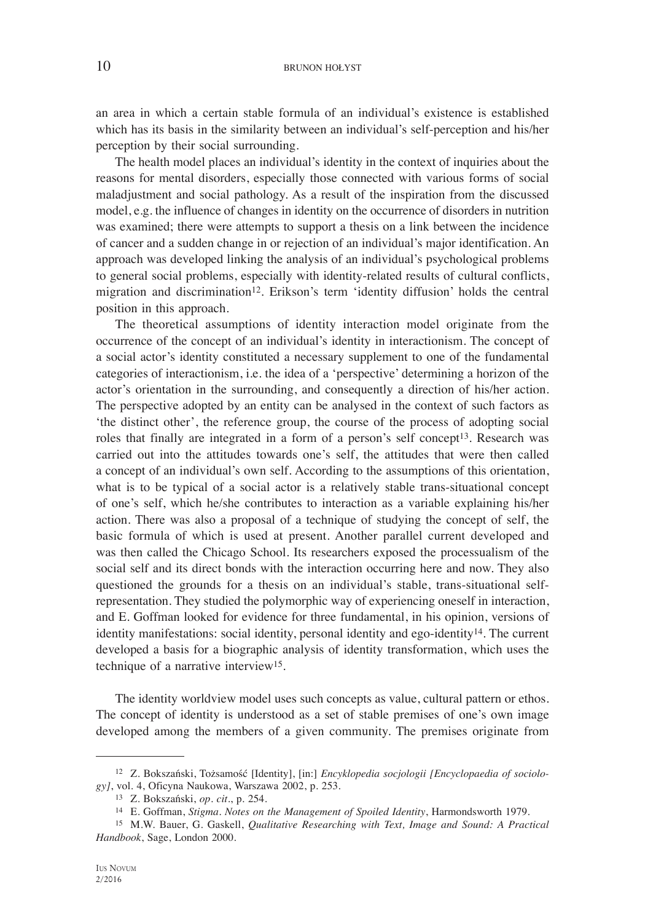an area in which a certain stable formula of an individual's existence is established which has its basis in the similarity between an individual's self-perception and his/her perception by their social surrounding.

The health model places an individual's identity in the context of inquiries about the reasons for mental disorders, especially those connected with various forms of social maladjustment and social pathology. As a result of the inspiration from the discussed model, e.g. the influence of changes in identity on the occurrence of disorders in nutrition was examined; there were attempts to support a thesis on a link between the incidence of cancer and a sudden change in or rejection of an individual's major identification. An approach was developed linking the analysis of an individual's psychological problems to general social problems, especially with identity-related results of cultural conflicts, migration and discrimination[12]. Erikson's term 'identity diffusion' holds the central position in this approach.

The theoretical assumptions of identity interaction model originate from the occurrence of the concept of an individual's identity in interactionism. The concept of a social actor's identity constituted a necessary supplement to one of the fundamental categories of interactionism, i.e. the idea of a 'perspective' determining a horizon of the actor's orientation in the surrounding, and consequently a direction of his/her action. The perspective adopted by an entity can be analysed in the context of such factors as 'the distinct other', the reference group, the course of the process of adopting social roles that finally are integrated in a form of a person's self concept[13]. Research was carried out into the attitudes towards one's self, the attitudes that were then called a concept of an individual's own self. According to the assumptions of this orientation, what is to be typical of a social actor is a relatively stable trans-situational concept of one's self, which he/she contributes to interaction as a variable explaining his/her action. There was also a proposal of a technique of studying the concept of self, the basic formula of which is used at present. Another parallel current developed and was then called the Chicago School. Its researchers exposed the processualism of the social self and its direct bonds with the interaction occurring here and now. They also questioned the grounds for a thesis on an individual's stable, trans-situational self-representation. They studied the polymorphic way of experiencing oneself in interaction, and E. Goffman looked for evidence for three fundamental, in his opinion, versions of identity manifestations: social identity, personal identity and ego-identity[14]. The current developed a basis for a biographic analysis of identity transformation, which uses the technique of a narrative interview[15].

The identity worldview model uses such concepts as value, cultural pattern or ethos. The concept of identity is understood as a set of stable premises of one's own image developed among the members of a given community. The premises originate from

---

[12] Z. Bokszański, Tożsamość [Identity], [in:] *Encyklopedia socjologii [Encyclopaedia of sociology]*, vol. 4, Oficyna Naukowa, Warszawa 2002, p. 253.

[13] Z. Bokszański, *op. cit*., p. 254.

[14] E. Goffman, *Stigma. Notes on the Management of Spoiled Identity*, Harmondsworth 1979.

[15] M.W. Bauer, G. Gaskell, *Qualitative Researching with Text, Image and Sound: A Practical Handbook*, Sage, London 2000.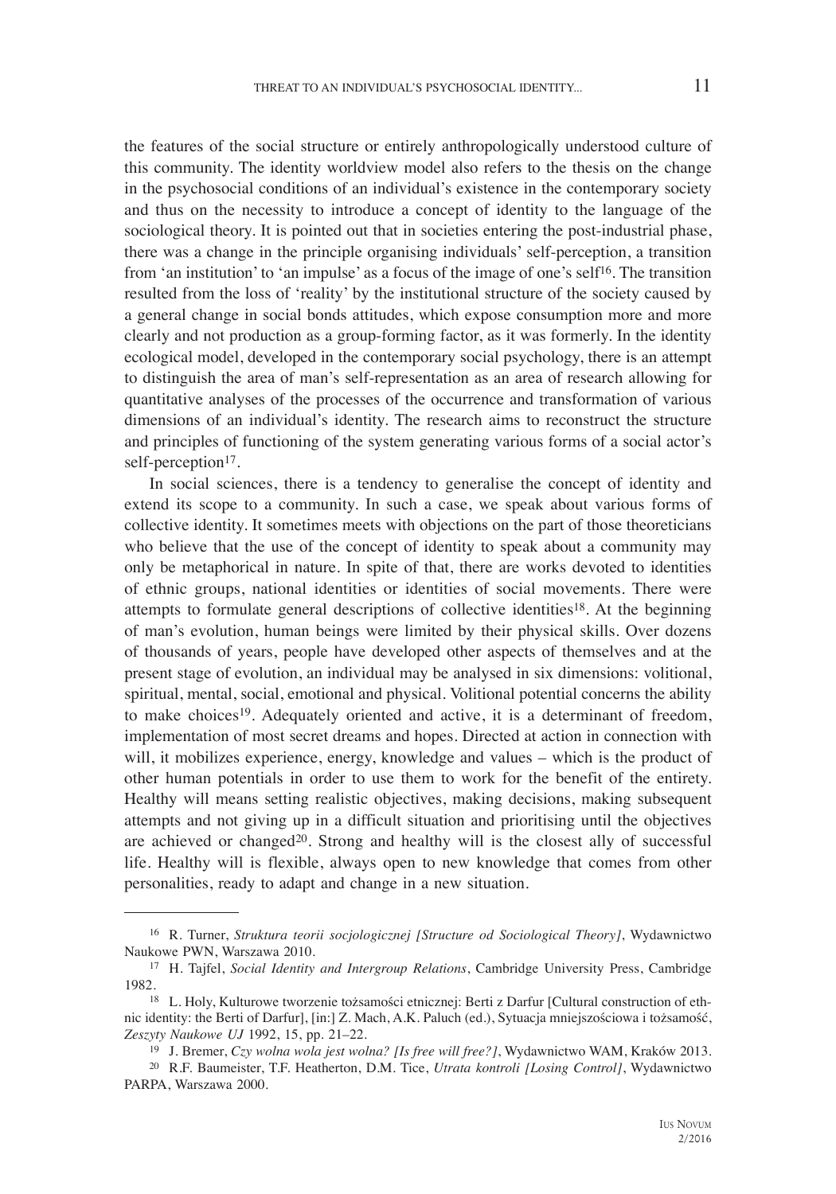the features of the social structure or entirely anthropologically understood culture of this community. The identity worldview model also refers to the thesis on the change in the psychosocial conditions of an individual's existence in the contemporary society and thus on the necessity to introduce a concept of identity to the language of the sociological theory. It is pointed out that in societies entering the post-industrial phase, there was a change in the principle organising individuals' self-perception, a transition from 'an institution' to 'an impulse' as a focus of the image of one's self[16]. The transition resulted from the loss of 'reality' by the institutional structure of the society caused by a general change in social bonds attitudes, which expose consumption more and more clearly and not production as a group-forming factor, as it was formerly. In the identity ecological model, developed in the contemporary social psychology, there is an attempt to distinguish the area of man's self-representation as an area of research allowing for quantitative analyses of the processes of the occurrence and transformation of various dimensions of an individual's identity. The research aims to reconstruct the structure and principles of functioning of the system generating various forms of a social actor's self-perception[17].

In social sciences, there is a tendency to generalise the concept of identity and extend its scope to a community. In such a case, we speak about various forms of collective identity. It sometimes meets with objections on the part of those theoreticians who believe that the use of the concept of identity to speak about a community may only be metaphorical in nature. In spite of that, there are works devoted to identities of ethnic groups, national identities or identities of social movements. There were attempts to formulate general descriptions of collective identities[18]. At the beginning of man's evolution, human beings were limited by their physical skills. Over dozens of thousands of years, people have developed other aspects of themselves and at the present stage of evolution, an individual may be analysed in six dimensions: volitional, spiritual, mental, social, emotional and physical. Volitional potential concerns the ability to make choices[19]. Adequately oriented and active, it is a determinant of freedom, implementation of most secret dreams and hopes. Directed at action in connection with will, it mobilizes experience, energy, knowledge and values – which is the product of other human potentials in order to use them to work for the benefit of the entirety. Healthy will means setting realistic objectives, making decisions, making subsequent attempts and not giving up in a difficult situation and prioritising until the objectives are achieved or changed[20]. Strong and healthy will is the closest ally of successful life. Healthy will is flexible, always open to new knowledge that comes from other personalities, ready to adapt and change in a new situation.

---

[16] R. Turner, *Struktura teorii socjologicznej [Structure od Sociological Theory]*, Wydawnictwo Naukowe PWN, Warszawa 2010.

[17] H. Tajfel, *Social Identity and Intergroup Relations*, Cambridge University Press, Cambridge 1982.

[18] L. Holy, Kulturowe tworzenie tożsamości etnicznej: Berti z Darfur [Cultural construction of ethnic identity: the Berti of Darfur], [in:] Z. Mach, A.K. Paluch (ed.), Sytuacja mniejszościowa i tożsamość, *Zeszyty Naukowe UJ* 1992, 15, pp. 21–22.

[19] J. Bremer, *Czy wolna wola jest wolna? [Is free will free?]*, Wydawnictwo WAM, Kraków 2013.

[20] R.F. Baumeister, T.F. Heatherton, D.M. Tice, *Utrata kontroli [Losing Control]*, Wydawnictwo PARPA, Warszawa 2000.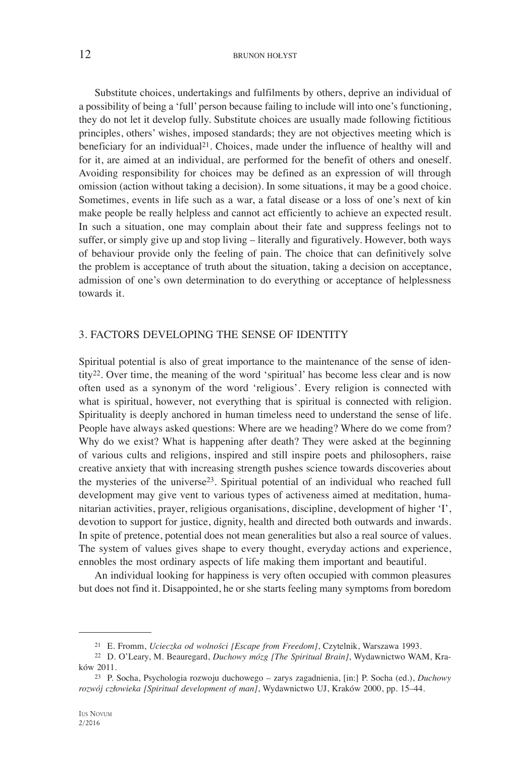Substitute choices, undertakings and fulfilments by others, deprive an individual of a possibility of being a 'full' person because failing to include will into one's functioning, they do not let it develop fully. Substitute choices are usually made following fictitious principles, others' wishes, imposed standards; they are not objectives meeting which is beneficiary for an individual[21]. Choices, made under the influence of healthy will and for it, are aimed at an individual, are performed for the benefit of others and oneself. Avoiding responsibility for choices may be defined as an expression of will through omission (action without taking a decision). In some situations, it may be a good choice. Sometimes, events in life such as a war, a fatal disease or a loss of one's next of kin make people be really helpless and cannot act efficiently to achieve an expected result. In such a situation, one may complain about their fate and suppress feelings not to suffer, or simply give up and stop living – literally and figuratively. However, both ways of behaviour provide only the feeling of pain. The choice that can definitively solve the problem is acceptance of truth about the situation, taking a decision on acceptance, admission of one's own determination to do everything or acceptance of helplessness towards it.

## 3. FACTORS DEVELOPING THE SENSE OF IDENTITY

Spiritual potential is also of great importance to the maintenance of the sense of identity[22]. Over time, the meaning of the word 'spiritual' has become less clear and is now often used as a synonym of the word 'religious'. Every religion is connected with what is spiritual, however, not everything that is spiritual is connected with religion. Spirituality is deeply anchored in human timeless need to understand the sense of life. People have always asked questions: Where are we heading? Where do we come from? Why do we exist? What is happening after death? They were asked at the beginning of various cults and religions, inspired and still inspire poets and philosophers, raise creative anxiety that with increasing strength pushes science towards discoveries about the mysteries of the universe[23]. Spiritual potential of an individual who reached full development may give vent to various types of activeness aimed at meditation, humanitarian activities, prayer, religious organisations, discipline, development of higher 'I', devotion to support for justice, dignity, health and directed both outwards and inwards. In spite of pretence, potential does not mean generalities but also a real source of values. The system of values gives shape to every thought, everyday actions and experience, ennobles the most ordinary aspects of life making them important and beautiful.

An individual looking for happiness is very often occupied with common pleasures but does not find it. Disappointed, he or she starts feeling many symptoms from boredom

---

[21] E. Fromm, *Ucieczka od wolności [Escape from Freedom]*, Czytelnik, Warszawa 1993.

[22] D. O'Leary, M. Beauregard, *Duchowy mózg [The Spiritual Brain]*, Wydawnictwo WAM, Kraków 2011.

[23] P. Socha, Psychologia rozwoju duchowego – zarys zagadnienia, [in:] P. Socha (ed.), *Duchowy rozwój człowieka [Spiritual development of man]*, Wydawnictwo UJ, Kraków 2000, pp. 15–44.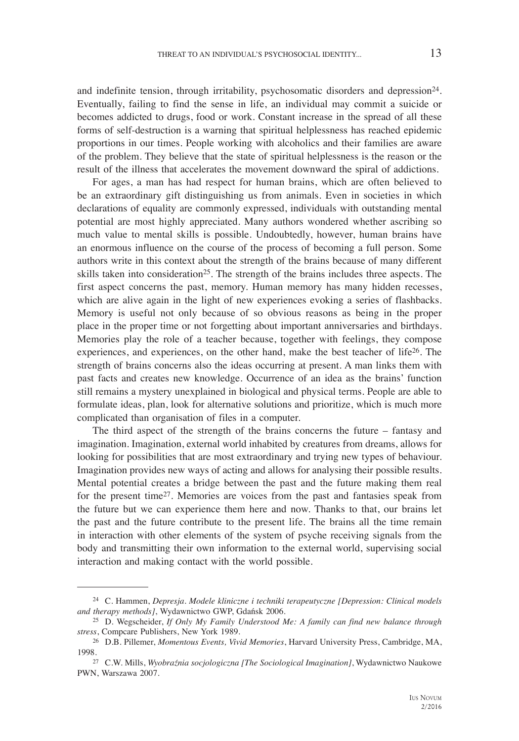and indefinite tension, through irritability, psychosomatic disorders and depression[24]. Eventually, failing to find the sense in life, an individual may commit a suicide or becomes addicted to drugs, food or work. Constant increase in the spread of all these forms of self-destruction is a warning that spiritual helplessness has reached epidemic proportions in our times. People working with alcoholics and their families are aware of the problem. They believe that the state of spiritual helplessness is the reason or the result of the illness that accelerates the movement downward the spiral of addictions.

For ages, a man has had respect for human brains, which are often believed to be an extraordinary gift distinguishing us from animals. Even in societies in which declarations of equality are commonly expressed, individuals with outstanding mental potential are most highly appreciated. Many authors wondered whether ascribing so much value to mental skills is possible. Undoubtedly, however, human brains have an enormous influence on the course of the process of becoming a full person. Some authors write in this context about the strength of the brains because of many different skills taken into consideration[25]. The strength of the brains includes three aspects. The first aspect concerns the past, memory. Human memory has many hidden recesses, which are alive again in the light of new experiences evoking a series of flashbacks. Memory is useful not only because of so obvious reasons as being in the proper place in the proper time or not forgetting about important anniversaries and birthdays. Memories play the role of a teacher because, together with feelings, they compose experiences, and experiences, on the other hand, make the best teacher of life[26]. The strength of brains concerns also the ideas occurring at present. A man links them with past facts and creates new knowledge. Occurrence of an idea as the brains' function still remains a mystery unexplained in biological and physical terms. People are able to formulate ideas, plan, look for alternative solutions and prioritize, which is much more complicated than organisation of files in a computer.

The third aspect of the strength of the brains concerns the future – fantasy and imagination. Imagination, external world inhabited by creatures from dreams, allows for looking for possibilities that are most extraordinary and trying new types of behaviour. Imagination provides new ways of acting and allows for analysing their possible results. Mental potential creates a bridge between the past and the future making them real for the present time[27]. Memories are voices from the past and fantasies speak from the future but we can experience them here and now. Thanks to that, our brains let the past and the future contribute to the present life. The brains all the time remain in interaction with other elements of the system of psyche receiving signals from the body and transmitting their own information to the external world, supervising social interaction and making contact with the world possible.

---

[24] C. Hammen, *Depresja. Modele kliniczne i techniki terapeutyczne [Depression: Clinical models and therapy methods]*, Wydawnictwo GWP, Gdańsk 2006.

[25] D. Wegscheider, *If Only My Family Understood Me: A family can find new balance through stress*, Compcare Publishers, New York 1989.

[26] D.B. Pillemer, *Momentous Events, Vivid Memories*, Harvard University Press, Cambridge, MA, 1998.

[27] C.W. Mills, *Wyobraźnia socjologiczna [The Sociological Imagination]*, Wydawnictwo Naukowe PWN, Warszawa 2007.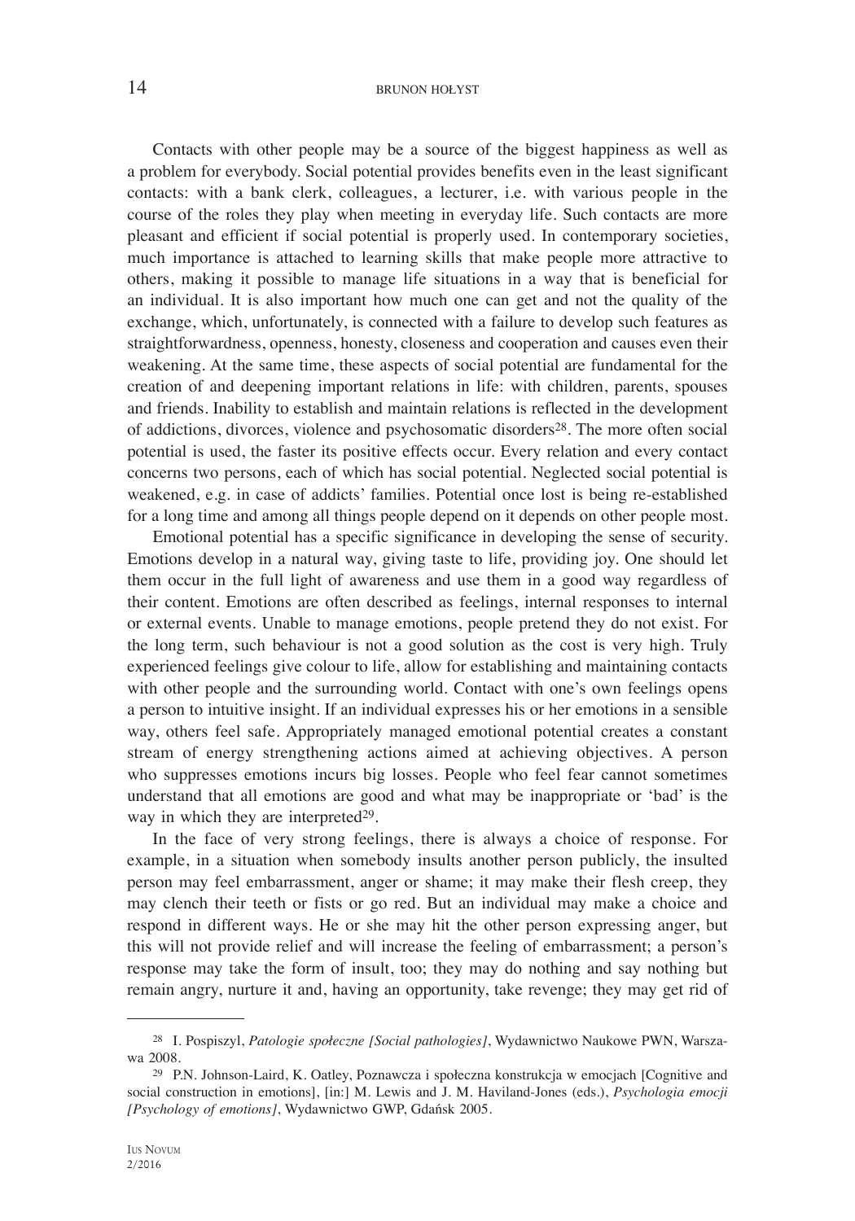Contacts with other people may be a source of the biggest happiness as well as a problem for everybody. Social potential provides benefits even in the least significant contacts: with a bank clerk, colleagues, a lecturer, i.e. with various people in the course of the roles they play when meeting in everyday life. Such contacts are more pleasant and efficient if social potential is properly used. In contemporary societies, much importance is attached to learning skills that make people more attractive to others, making it possible to manage life situations in a way that is beneficial for an individual. It is also important how much one can get and not the quality of the exchange, which, unfortunately, is connected with a failure to develop such features as straightforwardness, openness, honesty, closeness and cooperation and causes even their weakening. At the same time, these aspects of social potential are fundamental for the creation of and deepening important relations in life: with children, parents, spouses and friends. Inability to establish and maintain relations is reflected in the development of addictions, divorces, violence and psychosomatic disorders[28]. The more often social potential is used, the faster its positive effects occur. Every relation and every contact concerns two persons, each of which has social potential. Neglected social potential is weakened, e.g. in case of addicts' families. Potential once lost is being re-established for a long time and among all things people depend on it depends on other people most.

Emotional potential has a specific significance in developing the sense of security. Emotions develop in a natural way, giving taste to life, providing joy. One should let them occur in the full light of awareness and use them in a good way regardless of their content. Emotions are often described as feelings, internal responses to internal or external events. Unable to manage emotions, people pretend they do not exist. For the long term, such behaviour is not a good solution as the cost is very high. Truly experienced feelings give colour to life, allow for establishing and maintaining contacts with other people and the surrounding world. Contact with one's own feelings opens a person to intuitive insight. If an individual expresses his or her emotions in a sensible way, others feel safe. Appropriately managed emotional potential creates a constant stream of energy strengthening actions aimed at achieving objectives. A person who suppresses emotions incurs big losses. People who feel fear cannot sometimes understand that all emotions are good and what may be inappropriate or 'bad' is the way in which they are interpreted[29].

In the face of very strong feelings, there is always a choice of response. For example, in a situation when somebody insults another person publicly, the insulted person may feel embarrassment, anger or shame; it may make their flesh creep, they may clench their teeth or fists or go red. But an individual may make a choice and respond in different ways. He or she may hit the other person expressing anger, but this will not provide relief and will increase the feeling of embarrassment; a person's response may take the form of insult, too; they may do nothing and say nothing but remain angry, nurture it and, having an opportunity, take revenge; they may get rid of

---

[28] I. Pospiszyl, *Patologie społeczne [Social pathologies]*, Wydawnictwo Naukowe PWN, Warszawa 2008.

[29] P.N. Johnson-Laird, K. Oatley, Poznawcza i społeczna konstrukcja w emocjach [Cognitive and social construction in emotions], [in:] M. Lewis and J. M. Haviland-Jones (eds.), *Psychologia emocji [Psychology of emotions]*, Wydawnictwo GWP, Gdańsk 2005.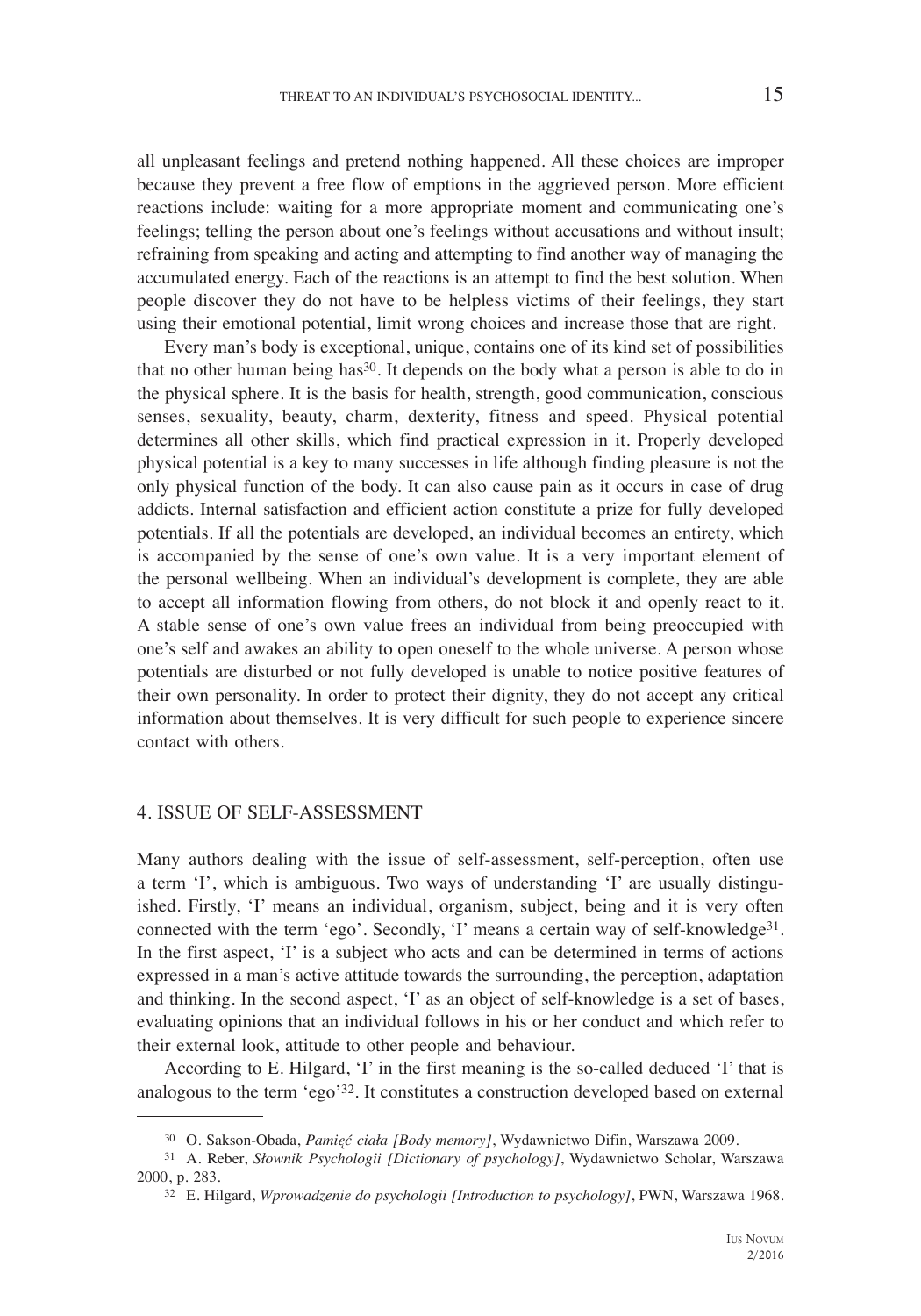all unpleasant feelings and pretend nothing happened. All these choices are improper because they prevent a free flow of emptions in the aggrieved person. More efficient reactions include: waiting for a more appropriate moment and communicating one's feelings; telling the person about one's feelings without accusations and without insult; refraining from speaking and acting and attempting to find another way of managing the accumulated energy. Each of the reactions is an attempt to find the best solution. When people discover they do not have to be helpless victims of their feelings, they start using their emotional potential, limit wrong choices and increase those that are right.

Every man's body is exceptional, unique, contains one of its kind set of possibilities that no other human being has[30]. It depends on the body what a person is able to do in the physical sphere. It is the basis for health, strength, good communication, conscious senses, sexuality, beauty, charm, dexterity, fitness and speed. Physical potential determines all other skills, which find practical expression in it. Properly developed physical potential is a key to many successes in life although finding pleasure is not the only physical function of the body. It can also cause pain as it occurs in case of drug addicts. Internal satisfaction and efficient action constitute a prize for fully developed potentials. If all the potentials are developed, an individual becomes an entirety, which is accompanied by the sense of one's own value. It is a very important element of the personal wellbeing. When an individual's development is complete, they are able to accept all information flowing from others, do not block it and openly react to it. A stable sense of one's own value frees an individual from being preoccupied with one's self and awakes an ability to open oneself to the whole universe. A person whose potentials are disturbed or not fully developed is unable to notice positive features of their own personality. In order to protect their dignity, they do not accept any critical information about themselves. It is very difficult for such people to experience sincere contact with others.

## 4. ISSUE OF SELF-ASSESSMENT

Many authors dealing with the issue of self-assessment, self-perception, often use a term 'I', which is ambiguous. Two ways of understanding 'I' are usually distinguished. Firstly, 'I' means an individual, organism, subject, being and it is very often connected with the term 'ego'. Secondly, 'I' means a certain way of self-knowledge[31]. In the first aspect, 'I' is a subject who acts and can be determined in terms of actions expressed in a man's active attitude towards the surrounding, the perception, adaptation and thinking. In the second aspect, 'I' as an object of self-knowledge is a set of bases, evaluating opinions that an individual follows in his or her conduct and which refer to their external look, attitude to other people and behaviour.

According to E. Hilgard, 'I' in the first meaning is the so-called deduced 'I' that is analogous to the term 'ego'[32]. It constitutes a construction developed based on external

---

[30] O. Sakson-Obada, *Pamięć ciała [Body memory]*, Wydawnictwo Difin, Warszawa 2009.

[31] A. Reber, *Słownik Psychologii [Dictionary of psychology]*, Wydawnictwo Scholar, Warszawa 2000, p. 283.

[32] E. Hilgard, *Wprowadzenie do psychologii [Introduction to psychology]*, PWN, Warszawa 1968.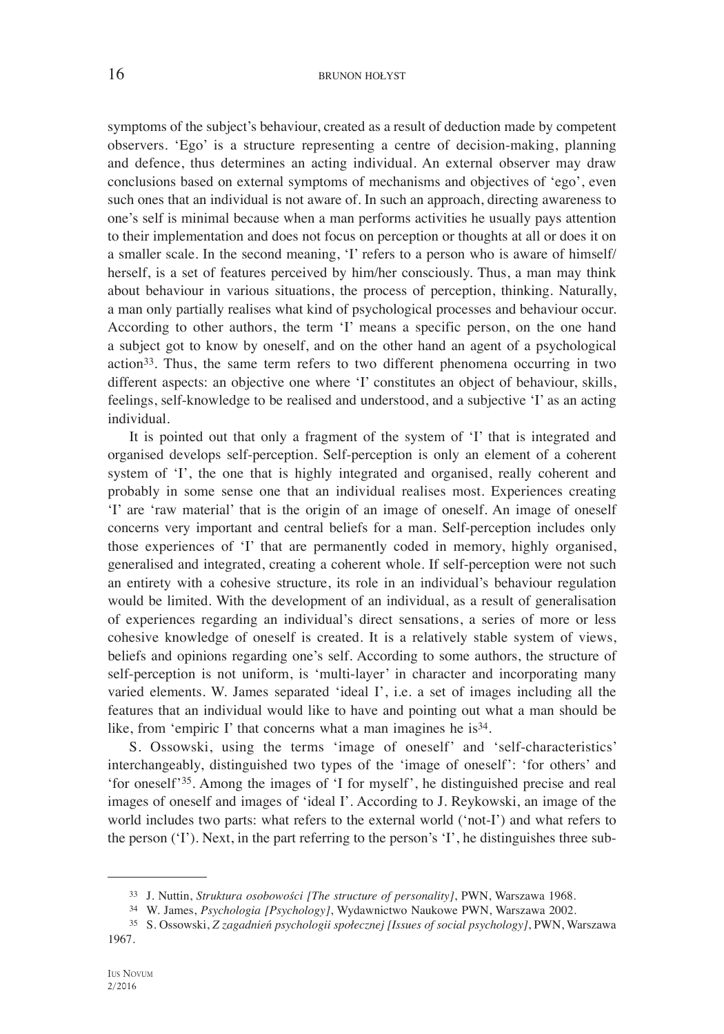symptoms of the subject's behaviour, created as a result of deduction made by competent observers. 'Ego' is a structure representing a centre of decision-making, planning and defence, thus determines an acting individual. An external observer may draw conclusions based on external symptoms of mechanisms and objectives of 'ego', even such ones that an individual is not aware of. In such an approach, directing awareness to one's self is minimal because when a man performs activities he usually pays attention to their implementation and does not focus on perception or thoughts at all or does it on a smaller scale. In the second meaning, 'I' refers to a person who is aware of himself/herself, is a set of features perceived by him/her consciously. Thus, a man may think about behaviour in various situations, the process of perception, thinking. Naturally, a man only partially realises what kind of psychological processes and behaviour occur. According to other authors, the term 'I' means a specific person, on the one hand a subject got to know by oneself, and on the other hand an agent of a psychological action[33]. Thus, the same term refers to two different phenomena occurring in two different aspects: an objective one where 'I' constitutes an object of behaviour, skills, feelings, self-knowledge to be realised and understood, and a subjective 'I' as an acting individual.

It is pointed out that only a fragment of the system of 'I' that is integrated and organised develops self-perception. Self-perception is only an element of a coherent system of 'I', the one that is highly integrated and organised, really coherent and probably in some sense one that an individual realises most. Experiences creating 'I' are 'raw material' that is the origin of an image of oneself. An image of oneself concerns very important and central beliefs for a man. Self-perception includes only those experiences of 'I' that are permanently coded in memory, highly organised, generalised and integrated, creating a coherent whole. If self-perception were not such an entirety with a cohesive structure, its role in an individual's behaviour regulation would be limited. With the development of an individual, as a result of generalisation of experiences regarding an individual's direct sensations, a series of more or less cohesive knowledge of oneself is created. It is a relatively stable system of views, beliefs and opinions regarding one's self. According to some authors, the structure of self-perception is not uniform, is 'multi-layer' in character and incorporating many varied elements. W. James separated 'ideal I', i.e. a set of images including all the features that an individual would like to have and pointing out what a man should be like, from 'empiric I' that concerns what a man imagines he is[34].

S. Ossowski, using the terms 'image of oneself' and 'self-characteristics' interchangeably, distinguished two types of the 'image of oneself': 'for others' and 'for oneself'[35]. Among the images of 'I for myself', he distinguished precise and real images of oneself and images of 'ideal I'. According to J. Reykowski, an image of the world includes two parts: what refers to the external world ('not-I') and what refers to the person ('I'). Next, in the part referring to the person's 'I', he distinguishes three sub-

---

[33] J. Nuttin, *Struktura osobowości [The structure of personality]*, PWN, Warszawa 1968.

[34] W. James, *Psychologia [Psychology]*, Wydawnictwo Naukowe PWN, Warszawa 2002.

[35] S. Ossowski, *Z zagadnień psychologii społecznej [Issues of social psychology]*, PWN, Warszawa 1967.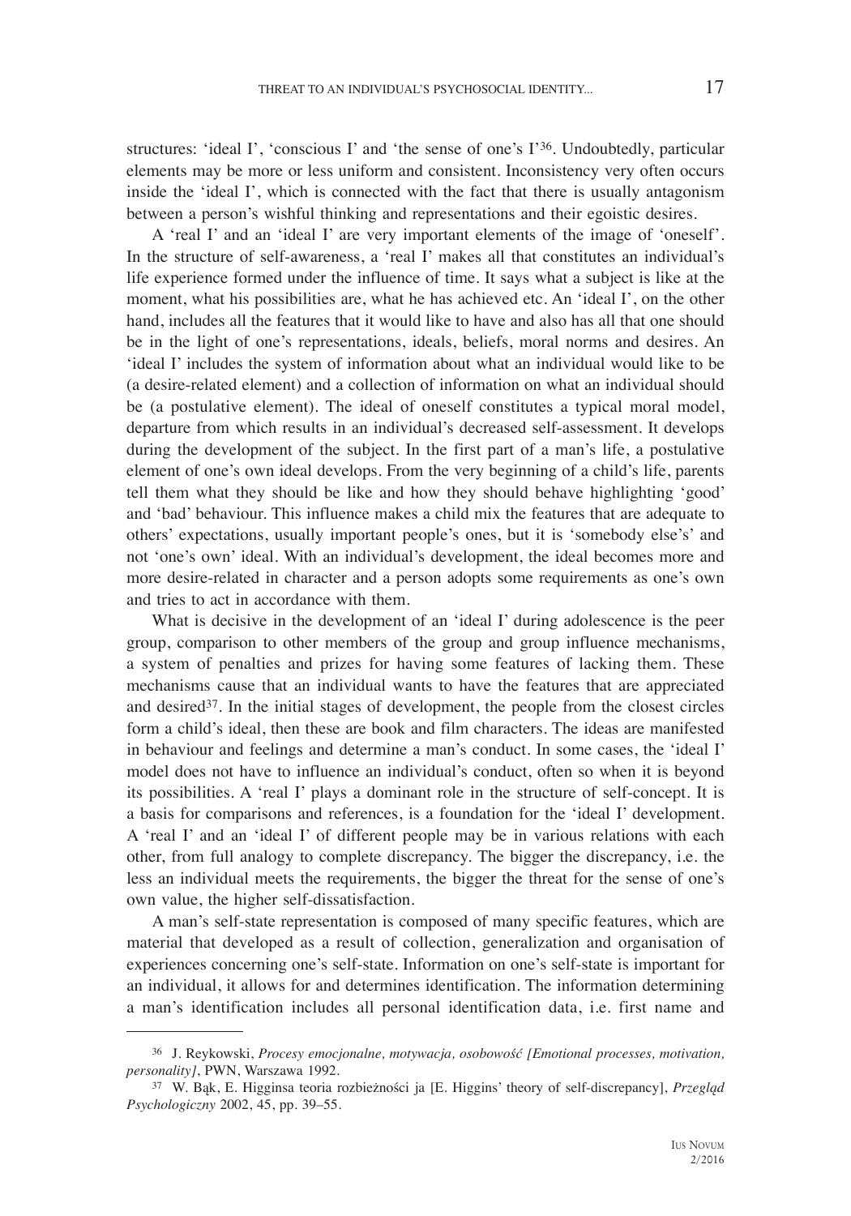structures: 'ideal I', 'conscious I' and 'the sense of one's I'[36]. Undoubtedly, particular elements may be more or less uniform and consistent. Inconsistency very often occurs inside the 'ideal I', which is connected with the fact that there is usually antagonism between a person's wishful thinking and representations and their egoistic desires.

A 'real I' and an 'ideal I' are very important elements of the image of 'oneself'. In the structure of self-awareness, a 'real I' makes all that constitutes an individual's life experience formed under the influence of time. It says what a subject is like at the moment, what his possibilities are, what he has achieved etc. An 'ideal I', on the other hand, includes all the features that it would like to have and also has all that one should be in the light of one's representations, ideals, beliefs, moral norms and desires. An 'ideal I' includes the system of information about what an individual would like to be (a desire-related element) and a collection of information on what an individual should be (a postulative element). The ideal of oneself constitutes a typical moral model, departure from which results in an individual's decreased self-assessment. It develops during the development of the subject. In the first part of a man's life, a postulative element of one's own ideal develops. From the very beginning of a child's life, parents tell them what they should be like and how they should behave highlighting 'good' and 'bad' behaviour. This influence makes a child mix the features that are adequate to others' expectations, usually important people's ones, but it is 'somebody else's' and not 'one's own' ideal. With an individual's development, the ideal becomes more and more desire-related in character and a person adopts some requirements as one's own and tries to act in accordance with them.

What is decisive in the development of an 'ideal I' during adolescence is the peer group, comparison to other members of the group and group influence mechanisms, a system of penalties and prizes for having some features of lacking them. These mechanisms cause that an individual wants to have the features that are appreciated and desired[37]. In the initial stages of development, the people from the closest circles form a child's ideal, then these are book and film characters. The ideas are manifested in behaviour and feelings and determine a man's conduct. In some cases, the 'ideal I' model does not have to influence an individual's conduct, often so when it is beyond its possibilities. A 'real I' plays a dominant role in the structure of self-concept. It is a basis for comparisons and references, is a foundation for the 'ideal I' development. A 'real I' and an 'ideal I' of different people may be in various relations with each other, from full analogy to complete discrepancy. The bigger the discrepancy, i.e. the less an individual meets the requirements, the bigger the threat for the sense of one's own value, the higher self-dissatisfaction.

A man's self-state representation is composed of many specific features, which are material that developed as a result of collection, generalization and organisation of experiences concerning one's self-state. Information on one's self-state is important for an individual, it allows for and determines identification. The information determining a man's identification includes all personal identification data, i.e. first name and

---

[36] J. Reykowski, *Procesy emocjonalne, motywacja, osobowość [Emotional processes, motivation, personality]*, PWN, Warszawa 1992.

[37] W. Bąk, E. Higginsa teoria rozbieżności ja [E. Higgins' theory of self-discrepancy], *Przegląd Psychologiczny* 2002, 45, pp. 39–55.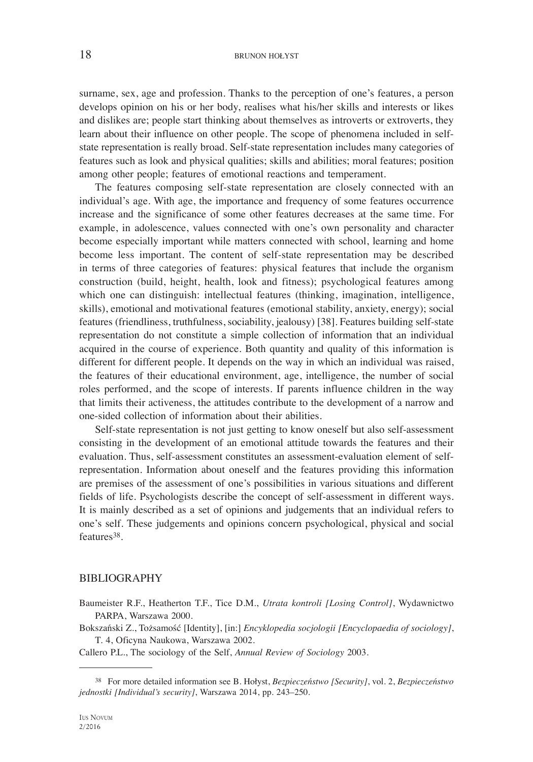surname, sex, age and profession. Thanks to the perception of one's features, a person develops opinion on his or her body, realises what his/her skills and interests or likes and dislikes are; people start thinking about themselves as introverts or extroverts, they learn about their influence on other people. The scope of phenomena included in self-state representation is really broad. Self-state representation includes many categories of features such as look and physical qualities; skills and abilities; moral features; position among other people; features of emotional reactions and temperament.

The features composing self-state representation are closely connected with an individual's age. With age, the importance and frequency of some features occurrence increase and the significance of some other features decreases at the same time. For example, in adolescence, values connected with one's own personality and character become especially important while matters connected with school, learning and home become less important. The content of self-state representation may be described in terms of three categories of features: physical features that include the organism construction (build, height, health, look and fitness); psychological features among which one can distinguish: intellectual features (thinking, imagination, intelligence, skills), emotional and motivational features (emotional stability, anxiety, energy); social features (friendliness, truthfulness, sociability, jealousy) [38]. Features building self-state representation do not constitute a simple collection of information that an individual acquired in the course of experience. Both quantity and quality of this information is different for different people. It depends on the way in which an individual was raised, the features of their educational environment, age, intelligence, the number of social roles performed, and the scope of interests. If parents influence children in the way that limits their activeness, the attitudes contribute to the development of a narrow and one-sided collection of information about their abilities.

Self-state representation is not just getting to know oneself but also self-assessment consisting in the development of an emotional attitude towards the features and their evaluation. Thus, self-assessment constitutes an assessment-evaluation element of self-representation. Information about oneself and the features providing this information are premises of the assessment of one's possibilities in various situations and different fields of life. Psychologists describe the concept of self-assessment in different ways. It is mainly described as a set of opinions and judgements that an individual refers to one's self. These judgements and opinions concern psychological, physical and social features[38].

## BIBLIOGRAPHY

Baumeister R.F., Heatherton T.F., Tice D.M., *Utrata kontroli [Losing Control]*, Wydawnictwo PARPA, Warszawa 2000.

Bokszański Z., Tożsamość [Identity], [in:] *Encyklopedia socjologii [Encyclopaedia of sociology]*, T. 4, Oficyna Naukowa, Warszawa 2002.

Callero P.L., The sociology of the Self, *Annual Review of Sociology* 2003.

---

[38] For more detailed information see B. Hołyst, *Bezpieczeństwo [Security]*, vol. 2, *Bezpieczeństwo jednostki [Individual's security]*, Warszawa 2014, pp. 243–250.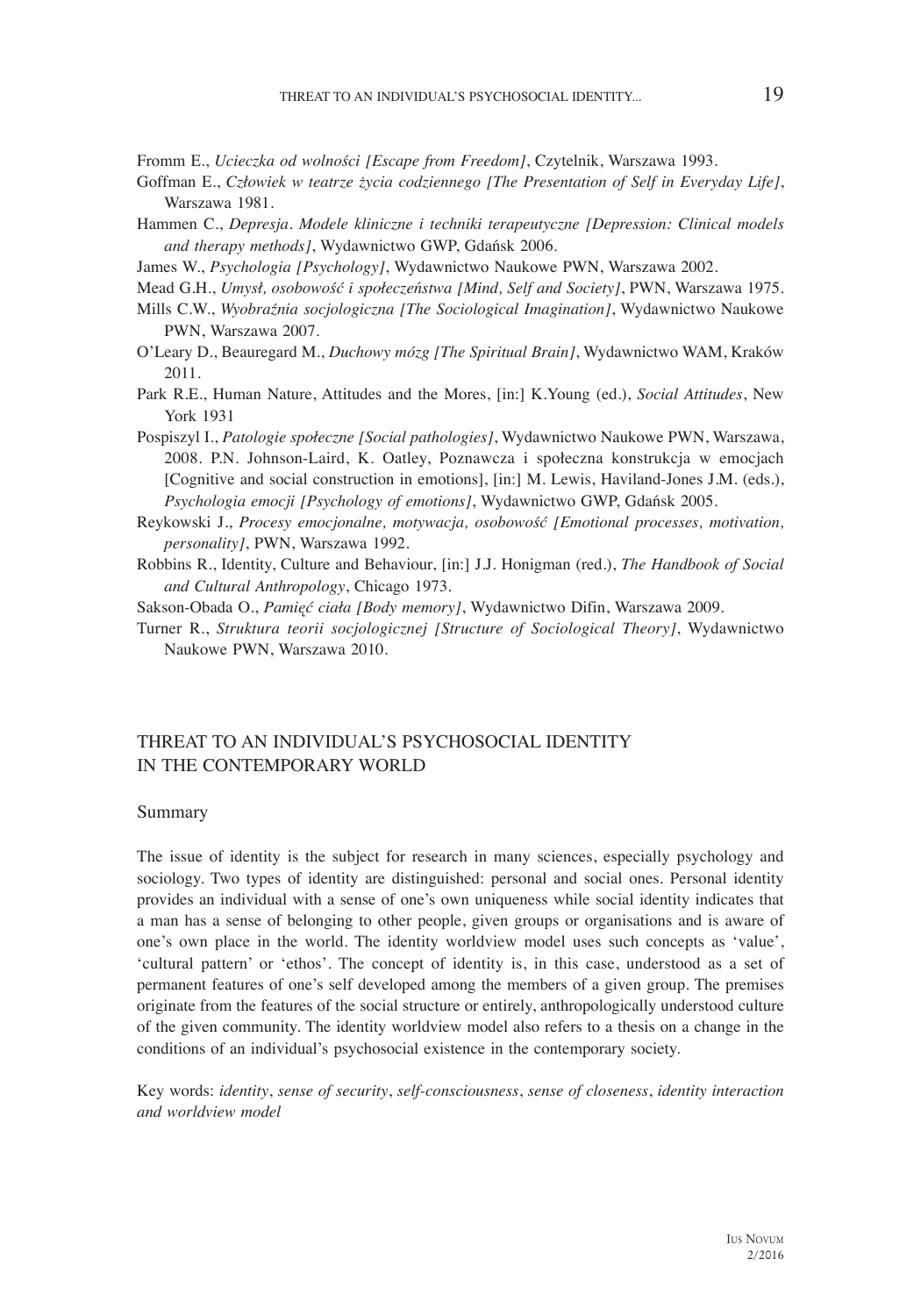Fromm E., *Ucieczka od wolności [Escape from Freedom]*, Czytelnik, Warszawa 1993.

Goffman E., *Człowiek w teatrze życia codziennego [The Presentation of Self in Everyday Life]*, Warszawa 1981.

Hammen C., *Depresja. Modele kliniczne i techniki terapeutyczne [Depression: Clinical models and therapy methods]*, Wydawnictwo GWP, Gdańsk 2006.

James W., *Psychologia [Psychology]*, Wydawnictwo Naukowe PWN, Warszawa 2002.

Mead G.H., *Umysł, osobowość i społeczeństwa [Mind, Self and Society]*, PWN, Warszawa 1975.

Mills C.W., *Wyobraźnia socjologiczna [The Sociological Imagination]*, Wydawnictwo Naukowe PWN, Warszawa 2007.

O'Leary D., Beauregard M., *Duchowy mózg [The Spiritual Brain]*, Wydawnictwo WAM, Kraków 2011.

Park R.E., Human Nature, Attitudes and the Mores, [in:] K.Young (ed.), *Social Attitudes*, New York 1931

Pospiszyl I., *Patologie społeczne [Social pathologies]*, Wydawnictwo Naukowe PWN, Warszawa, 2008. P.N. Johnson-Laird, K. Oatley, Poznawcza i społeczna konstrukcja w emocjach [Cognitive and social construction in emotions], [in:] M. Lewis, Haviland-Jones J.M. (eds.), *Psychologia emocji [Psychology of emotions]*, Wydawnictwo GWP, Gdańsk 2005.

Reykowski J., *Procesy emocjonalne, motywacja, osobowość [Emotional processes, motivation, personality]*, PWN, Warszawa 1992.

Robbins R., Identity, Culture and Behaviour, [in:] J.J. Honigman (red.), *The Handbook of Social and Cultural Anthropology*, Chicago 1973.

Sakson-Obada O., *Pamięć ciała [Body memory]*, Wydawnictwo Difin, Warszawa 2009.

Turner R., *Struktura teorii socjologicznej [Structure of Sociological Theory]*, Wydawnictwo Naukowe PWN, Warszawa 2010.

## THREAT TO AN INDIVIDUAL'S PSYCHOSOCIAL IDENTITY IN THE CONTEMPORARY WORLD

### Summary

The issue of identity is the subject for research in many sciences, especially psychology and sociology. Two types of identity are distinguished: personal and social ones. Personal identity provides an individual with a sense of one's own uniqueness while social identity indicates that a man has a sense of belonging to other people, given groups or organisations and is aware of one's own place in the world. The identity worldview model uses such concepts as 'value', 'cultural pattern' or 'ethos'. The concept of identity is, in this case, understood as a set of permanent features of one's self developed among the members of a given group. The premises originate from the features of the social structure or entirely, anthropologically understood culture of the given community. The identity worldview model also refers to a thesis on a change in the conditions of an individual's psychosocial existence in the contemporary society.

Key words: *identity*, *sense of security*, *self-consciousness*, *sense of closeness*, *identity interaction and worldview model*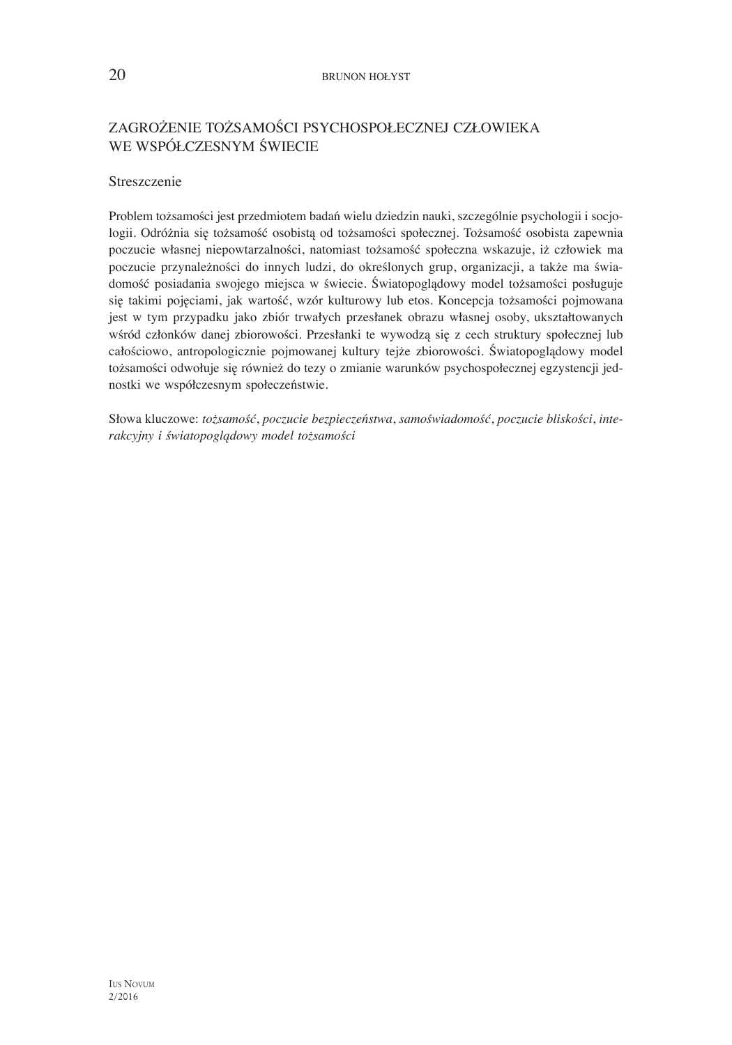## ZAGROŻENIE TOŻSAMOŚCI PSYCHOSPOŁECZNEJ CZŁOWIEKA WE WSPÓŁCZESNYM ŚWIECIE

### Streszczenie

Problem tożsamości jest przedmiotem badań wielu dziedzin nauki, szczególnie psychologii i socjologii. Odróżnia się tożsamość osobistą od tożsamości społecznej. Tożsamość osobista zapewnia poczucie własnej niepowtarzalności, natomiast tożsamość społeczna wskazuje, iż człowiek ma poczucie przynależności do innych ludzi, do określonych grup, organizacji, a także ma świadomość posiadania swojego miejsca w świecie. Światopoglądowy model tożsamości posługuje się takimi pojęciami, jak wartość, wzór kulturowy lub etos. Koncepcja tożsamości pojmowana jest w tym przypadku jako zbiór trwałych przesłanek obrazu własnej osoby, ukształtowanych wśród członków danej zbiorowości. Przesłanki te wywodzą się z cech struktury społecznej lub całościowo, antropologicznie pojmowanej kultury tejże zbiorowości. Światopoglądowy model tożsamości odwołuje się również do tezy o zmianie warunków psychospołecznej egzystencji jednostki we współczesnym społeczeństwie.

Słowa kluczowe: *tożsamość*, *poczucie bezpieczeństwa*, *samoświadomość*, *poczucie bliskości*, *interakcyjny i światopoglądowy model tożsamości*